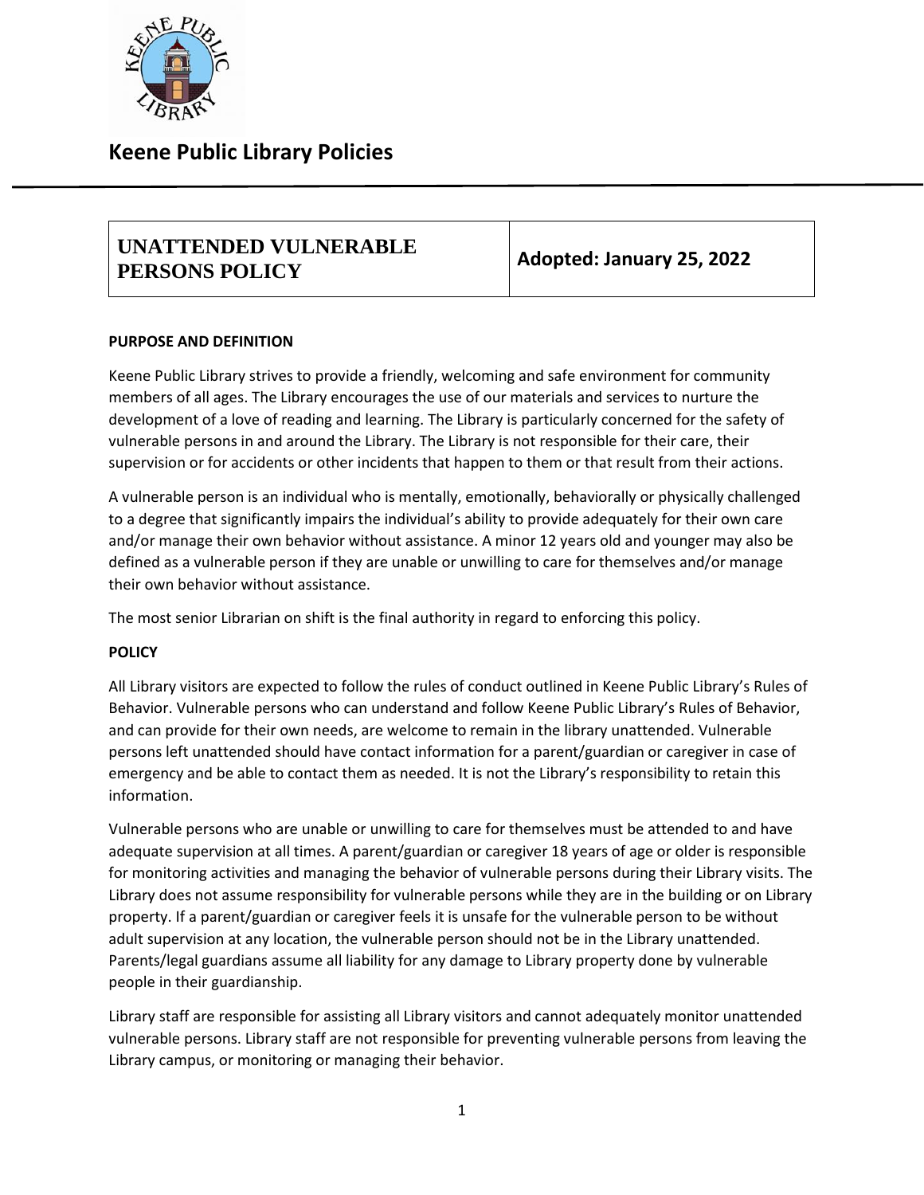# Keene Public Library Policies

| UNATTENDED VULNERABLE PERSONS POLICY | Adopted: January 25, 2022 |
| --- | --- |

**PURPOSE AND DEFINITION**

Keene Public Library strives to provide a friendly, welcoming and safe environment for community members of all ages. The Library encourages the use of our materials and services to nurture the development of a love of reading and learning. The Library is particularly concerned for the safety of vulnerable persons in and around the Library. The Library is not responsible for their care, their supervision or for accidents or other incidents that happen to them or that result from their actions.

A vulnerable person is an individual who is mentally, emotionally, behaviorally or physically challenged to a degree that significantly impairs the individual's ability to provide adequately for their own care and/or manage their own behavior without assistance. A minor 12 years old and younger may also be defined as a vulnerable person if they are unable or unwilling to care for themselves and/or manage their own behavior without assistance.

The most senior Librarian on shift is the final authority in regard to enforcing this policy.

**POLICY**

All Library visitors are expected to follow the rules of conduct outlined in Keene Public Library's Rules of Behavior. Vulnerable persons who can understand and follow Keene Public Library's Rules of Behavior, and can provide for their own needs, are welcome to remain in the library unattended. Vulnerable persons left unattended should have contact information for a parent/guardian or caregiver in case of emergency and be able to contact them as needed. It is not the Library's responsibility to retain this information.

Vulnerable persons who are unable or unwilling to care for themselves must be attended to and have adequate supervision at all times. A parent/guardian or caregiver 18 years of age or older is responsible for monitoring activities and managing the behavior of vulnerable persons during their Library visits. The Library does not assume responsibility for vulnerable persons while they are in the building or on Library property. If a parent/guardian or caregiver feels it is unsafe for the vulnerable person to be without adult supervision at any location, the vulnerable person should not be in the Library unattended. Parents/legal guardians assume all liability for any damage to Library property done by vulnerable people in their guardianship.

Library staff are responsible for assisting all Library visitors and cannot adequately monitor unattended vulnerable persons. Library staff are not responsible for preventing vulnerable persons from leaving the Library campus, or monitoring or managing their behavior.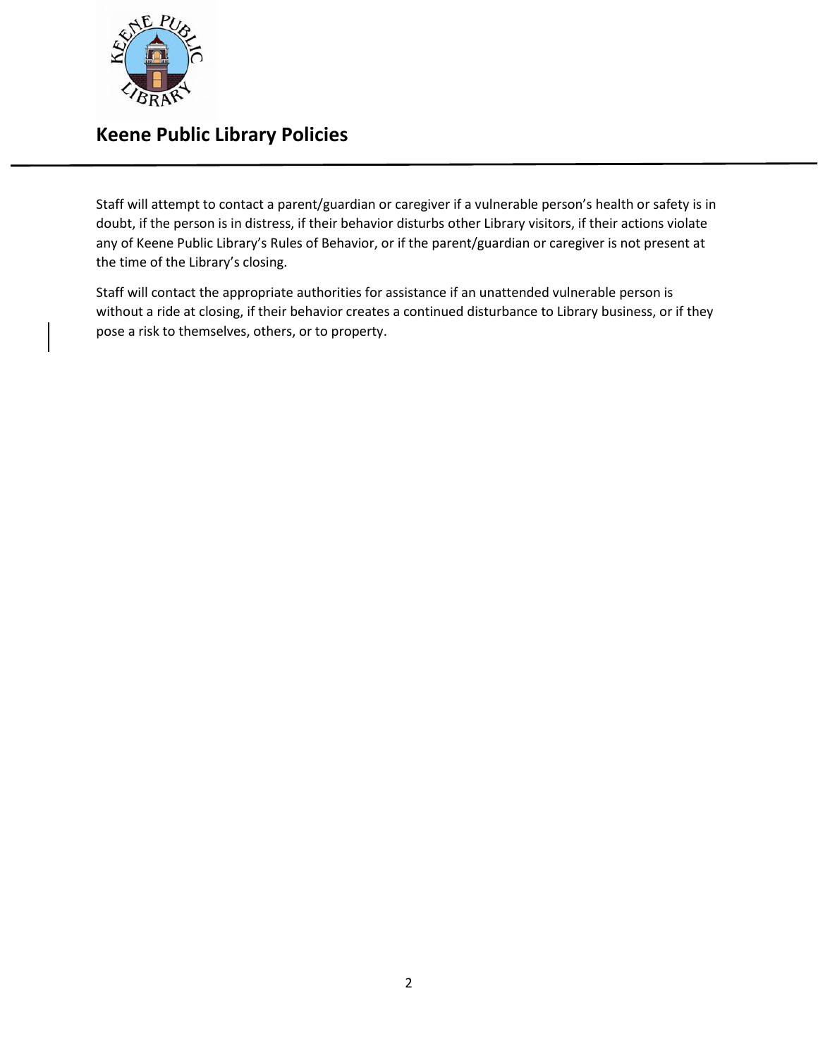Staff will attempt to contact a parent/guardian or caregiver if a vulnerable person's health or safety is in doubt, if the person is in distress, if their behavior disturbs other Library visitors, if their actions violate any of Keene Public Library's Rules of Behavior, or if the parent/guardian or caregiver is not present at the time of the Library's closing.

Staff will contact the appropriate authorities for assistance if an unattended vulnerable person is without a ride at closing, if their behavior creates a continued disturbance to Library business, or if they pose a risk to themselves, others, or to property.